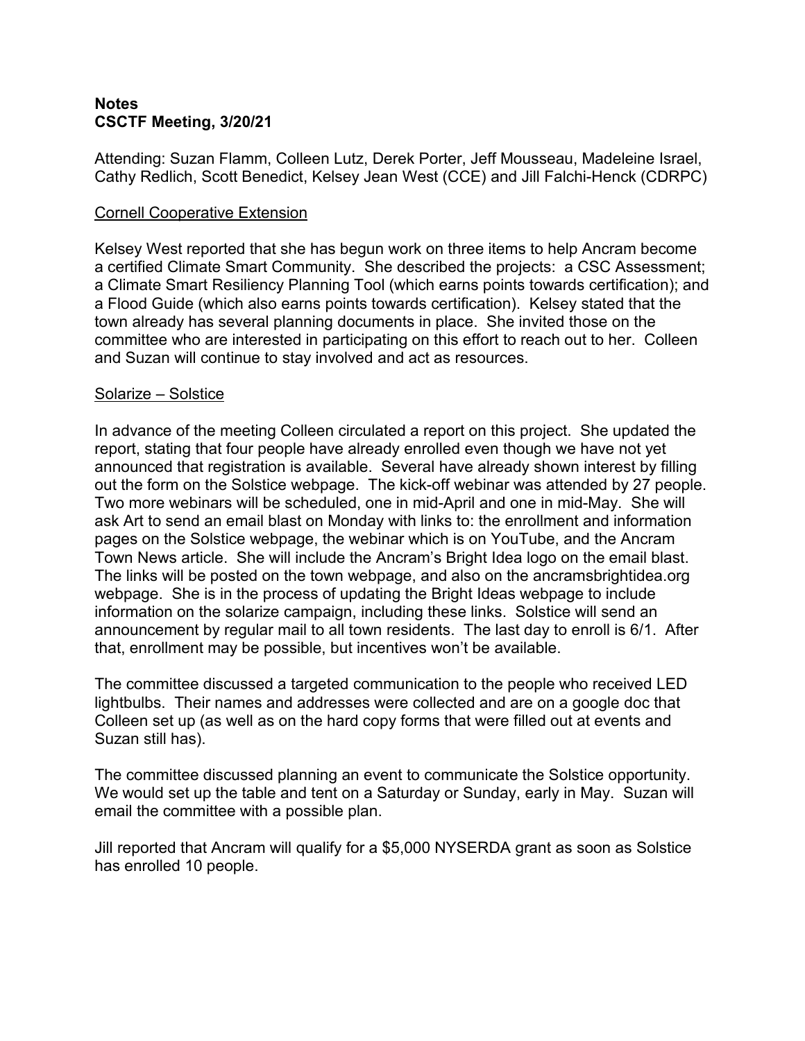**Notes**
**CSCTF Meeting, 3/20/21**

Attending: Suzan Flamm, Colleen Lutz, Derek Porter, Jeff Mousseau, Madeleine Israel, Cathy Redlich, Scott Benedict, Kelsey Jean West (CCE) and Jill Falchi-Henck (CDRPC)

<u>Cornell Cooperative Extension</u>

Kelsey West reported that she has begun work on three items to help Ancram become a certified Climate Smart Community. She described the projects: a CSC Assessment; a Climate Smart Resiliency Planning Tool (which earns points towards certification); and a Flood Guide (which also earns points towards certification). Kelsey stated that the town already has several planning documents in place. She invited those on the committee who are interested in participating on this effort to reach out to her. Colleen and Suzan will continue to stay involved and act as resources.

<u>Solarize – Solstice</u>

In advance of the meeting Colleen circulated a report on this project. She updated the report, stating that four people have already enrolled even though we have not yet announced that registration is available. Several have already shown interest by filling out the form on the Solstice webpage. The kick-off webinar was attended by 27 people. Two more webinars will be scheduled, one in mid-April and one in mid-May. She will ask Art to send an email blast on Monday with links to: the enrollment and information pages on the Solstice webpage, the webinar which is on YouTube, and the Ancram Town News article. She will include the Ancram's Bright Idea logo on the email blast. The links will be posted on the town webpage, and also on the ancramsbrightidea.org webpage. She is in the process of updating the Bright Ideas webpage to include information on the solarize campaign, including these links. Solstice will send an announcement by regular mail to all town residents. The last day to enroll is 6/1. After that, enrollment may be possible, but incentives won't be available.

The committee discussed a targeted communication to the people who received LED lightbulbs. Their names and addresses were collected and are on a google doc that Colleen set up (as well as on the hard copy forms that were filled out at events and Suzan still has).

The committee discussed planning an event to communicate the Solstice opportunity. We would set up the table and tent on a Saturday or Sunday, early in May. Suzan will email the committee with a possible plan.

Jill reported that Ancram will qualify for a $5,000 NYSERDA grant as soon as Solstice has enrolled 10 people.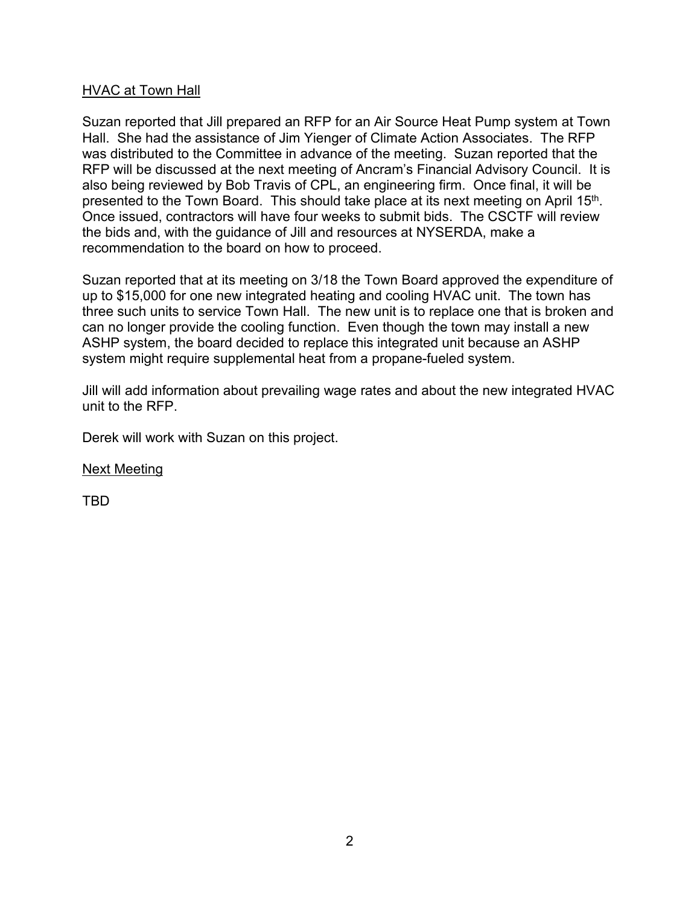## HVAC at Town Hall

Suzan reported that Jill prepared an RFP for an Air Source Heat Pump system at Town Hall. She had the assistance of Jim Yienger of Climate Action Associates. The RFP was distributed to the Committee in advance of the meeting. Suzan reported that the RFP will be discussed at the next meeting of Ancram's Financial Advisory Council. It is also being reviewed by Bob Travis of CPL, an engineering firm. Once final, it will be presented to the Town Board. This should take place at its next meeting on April 15th. Once issued, contractors will have four weeks to submit bids. The CSCTF will review the bids and, with the guidance of Jill and resources at NYSERDA, make a recommendation to the board on how to proceed.

Suzan reported that at its meeting on 3/18 the Town Board approved the expenditure of up to $15,000 for one new integrated heating and cooling HVAC unit. The town has three such units to service Town Hall. The new unit is to replace one that is broken and can no longer provide the cooling function. Even though the town may install a new ASHP system, the board decided to replace this integrated unit because an ASHP system might require supplemental heat from a propane-fueled system.

Jill will add information about prevailing wage rates and about the new integrated HVAC unit to the RFP.

Derek will work with Suzan on this project.

## Next Meeting

TBD